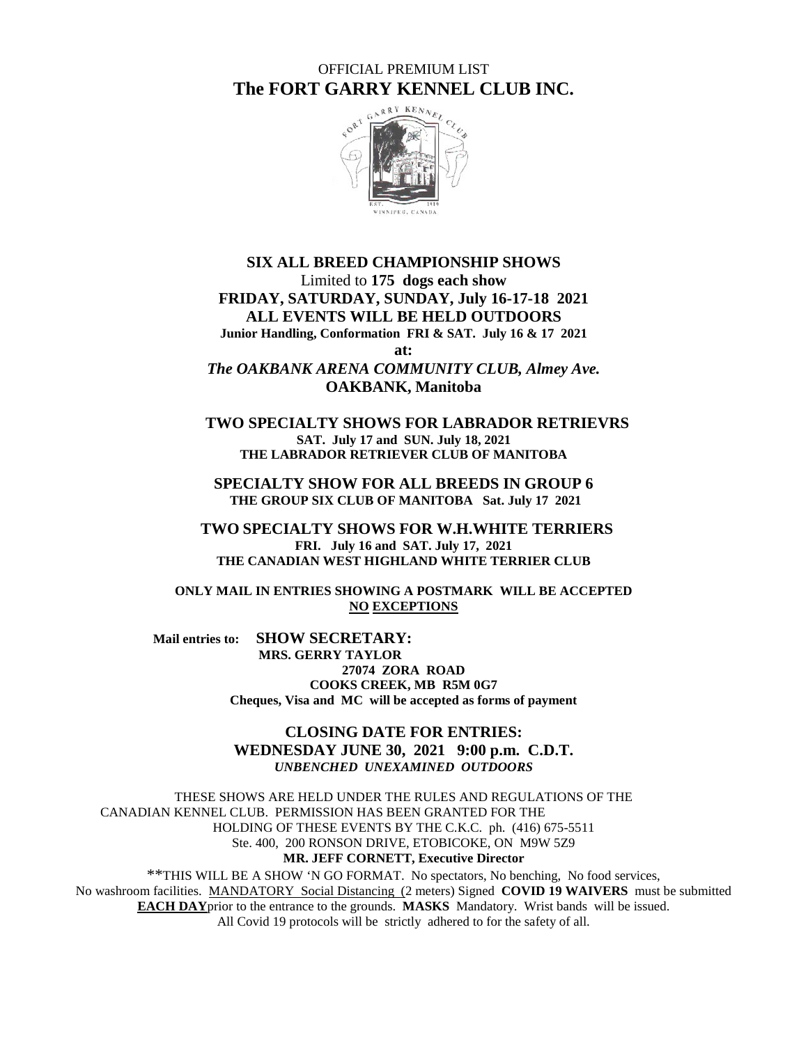OFFICIAL PREMIUM LIST

# The FORT GARRY KENNEL CLUB INC.

## SIX ALL BREED CHAMPIONSHIP SHOWS

Limited to **175 dogs each show**

**FRIDAY, SATURDAY, SUNDAY, July 16-17-18 2021**

**ALL EVENTS WILL BE HELD OUTDOORS**

**Junior Handling, Conformation FRI & SAT. July 16 & 17 2021**

**at:**

***The OAKBANK ARENA COMMUNITY CLUB, Almey Ave.***

**OAKBANK, Manitoba**

**TWO SPECIALTY SHOWS FOR LABRADOR RETRIEVRS**

**SAT. July 17 and SUN. July 18, 2021**

**THE LABRADOR RETRIEVER CLUB OF MANITOBA**

**SPECIALTY SHOW FOR ALL BREEDS IN GROUP 6**

**THE GROUP SIX CLUB OF MANITOBA Sat. July 17 2021**

**TWO SPECIALTY SHOWS FOR W.H.WHITE TERRIERS**

**FRI. July 16 and SAT. July 17, 2021**

**THE CANADIAN WEST HIGHLAND WHITE TERRIER CLUB**

**ONLY MAIL IN ENTRIES SHOWING A POSTMARK WILL BE ACCEPTED**
**NO EXCEPTIONS**

**Mail entries to: SHOW SECRETARY:**
**MRS. GERRY TAYLOR**
**27074 ZORA ROAD**
**COOKS CREEK, MB R5M 0G7**
**Cheques, Visa and MC will be accepted as forms of payment**

**CLOSING DATE FOR ENTRIES:**
**WEDNESDAY JUNE 30, 2021 9:00 p.m. C.D.T.**
***UNBENCHED UNEXAMINED OUTDOORS***

THESE SHOWS ARE HELD UNDER THE RULES AND REGULATIONS OF THE CANADIAN KENNEL CLUB. PERMISSION HAS BEEN GRANTED FOR THE HOLDING OF THESE EVENTS BY THE C.K.C. ph. (416) 675-5511
Ste. 400, 200 RONSON DRIVE, ETOBICOKE, ON M9W 5Z9
**MR. JEFF CORNETT, Executive Director**

**THIS WILL BE A SHOW 'N GO FORMAT. No spectators, No benching, No food services, No washroom facilities. MANDATORY Social Distancing (2 meters) Signed **COVID 19 WAIVERS** must be submitted **EACH DAY** prior to the entrance to the grounds. **MASKS** Mandatory. Wrist bands will be issued. All Covid 19 protocols will be strictly adhered to for the safety of all.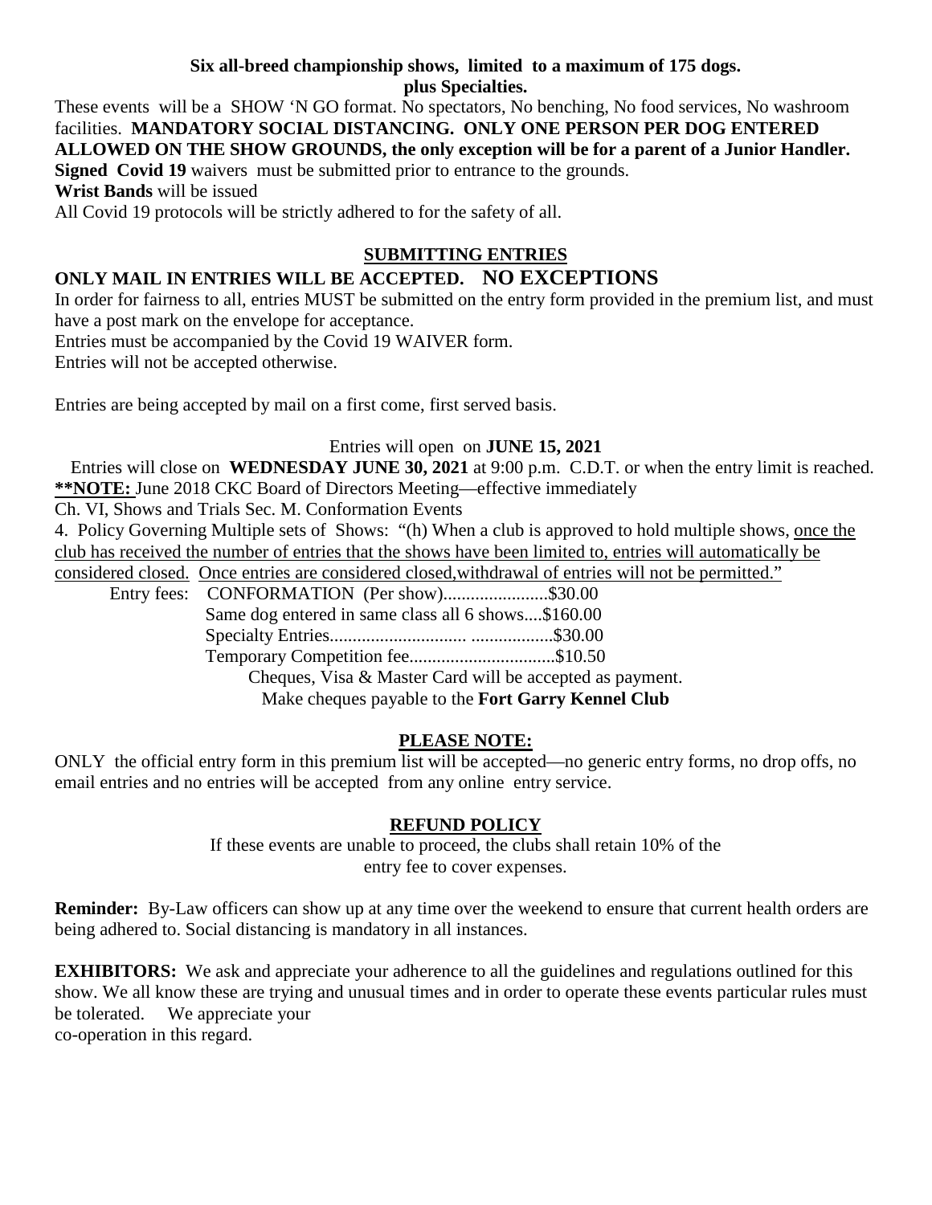**Six all-breed championship shows, limited to a maximum of 175 dogs.**
**plus Specialties.**

These events will be a SHOW 'N GO format. No spectators, No benching, No food services, No washroom facilities. **MANDATORY SOCIAL DISTANCING. ONLY ONE PERSON PER DOG ENTERED ALLOWED ON THE SHOW GROUNDS, the only exception will be for a parent of a Junior Handler.**
**Signed Covid 19** waivers must be submitted prior to entrance to the grounds.
**Wrist Bands** will be issued
All Covid 19 protocols will be strictly adhered to for the safety of all.

## SUBMITTING ENTRIES

**ONLY MAIL IN ENTRIES WILL BE ACCEPTED. NO EXCEPTIONS**

In order for fairness to all, entries MUST be submitted on the entry form provided in the premium list, and must have a post mark on the envelope for acceptance.
Entries must be accompanied by the Covid 19 WAIVER form.
Entries will not be accepted otherwise.

Entries are being accepted by mail on a first come, first served basis.

Entries will open on **JUNE 15, 2021**

Entries will close on **WEDNESDAY JUNE 30, 2021** at 9:00 p.m. C.D.T. or when the entry limit is reached.
**\*\*NOTE:** June 2018 CKC Board of Directors Meeting—effective immediately
Ch. VI, Shows and Trials Sec. M. Conformation Events
4. Policy Governing Multiple sets of Shows: "(h) When a club is approved to hold multiple shows, once the club has received the number of entries that the shows have been limited to, entries will automatically be considered closed. Once entries are considered closed,withdrawal of entries will not be permitted."

Entry fees: CONFORMATION (Per show).......................$30.00
Same dog entered in same class all 6 shows....$160.00
Specialty Entries.............................. ..................$30.00
Temporary Competition fee................................$10.50
Cheques, Visa & Master Card will be accepted as payment.
Make cheques payable to the **Fort Garry Kennel Club**

## PLEASE NOTE:

ONLY the official entry form in this premium list will be accepted—no generic entry forms, no drop offs, no email entries and no entries will be accepted from any online entry service.

## REFUND POLICY

If these events are unable to proceed, the clubs shall retain 10% of the entry fee to cover expenses.

**Reminder:** By-Law officers can show up at any time over the weekend to ensure that current health orders are being adhered to. Social distancing is mandatory in all instances.

**EXHIBITORS:** We ask and appreciate your adherence to all the guidelines and regulations outlined for this show. We all know these are trying and unusual times and in order to operate these events particular rules must be tolerated. We appreciate your co-operation in this regard.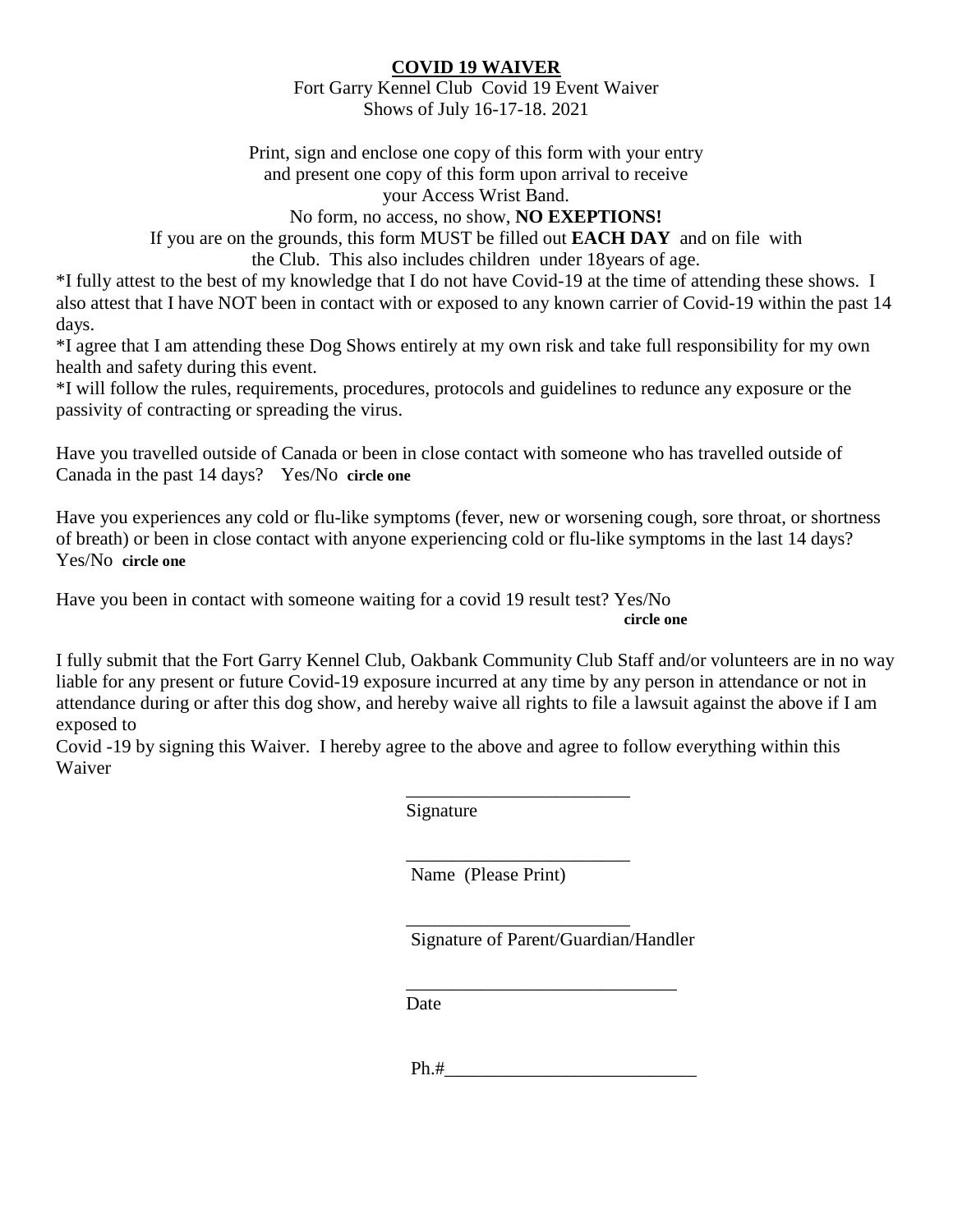# COVID 19 WAIVER

Fort Garry Kennel Club Covid 19 Event Waiver
Shows of July 16-17-18. 2021

Print, sign and enclose one copy of this form with your entry
and present one copy of this form upon arrival to receive
your Access Wrist Band.
No form, no access, no show, **NO EXEPTIONS!**
If you are on the grounds, this form MUST be filled out **EACH DAY** and on file with
the Club. This also includes children under 18years of age.

*I fully attest to the best of my knowledge that I do not have Covid-19 at the time of attending these shows. I also attest that I have NOT been in contact with or exposed to any known carrier of Covid-19 within the past 14 days.

*I agree that I am attending these Dog Shows entirely at my own risk and take full responsibility for my own health and safety during this event.

*I will follow the rules, requirements, procedures, protocols and guidelines to redunce any exposure or the passivity of contracting or spreading the virus.

Have you travelled outside of Canada or been in close contact with someone who has travelled outside of Canada in the past 14 days? Yes/No **circle one**

Have you experiences any cold or flu-like symptoms (fever, new or worsening cough, sore throat, or shortness of breath) or been in close contact with anyone experiencing cold or flu-like symptoms in the last 14 days? Yes/No **circle one**

Have you been in contact with someone waiting for a covid 19 result test? Yes/No
**circle one**

I fully submit that the Fort Garry Kennel Club, Oakbank Community Club Staff and/or volunteers are in no way liable for any present or future Covid-19 exposure incurred at any time by any person in attendance or not in attendance during or after this dog show, and hereby waive all rights to file a lawsuit against the above if I am exposed to
Covid -19 by signing this Waiver. I hereby agree to the above and agree to follow everything within this Waiver

________________________
Signature

________________________
Name (Please Print)

________________________
Signature of Parent/Guardian/Handler

____________________________
Date

Ph.#_________________________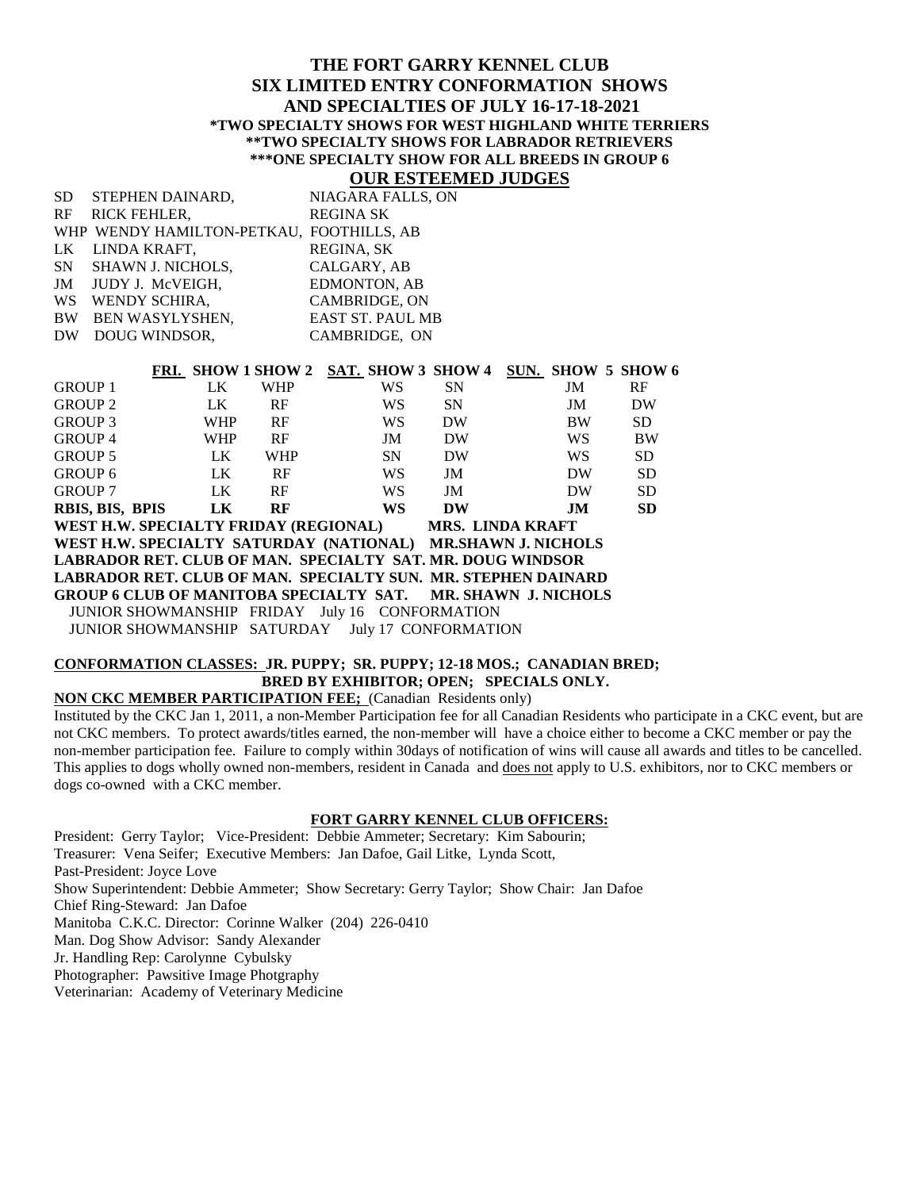# THE FORT GARRY KENNEL CLUB
## SIX LIMITED ENTRY CONFORMATION SHOWS AND SPECIALTIES OF JULY 16-17-18-2021

**\*TWO SPECIALTY SHOWS FOR WEST HIGHLAND WHITE TERRIERS**
**\*\*TWO SPECIALTY SHOWS FOR LABRADOR RETRIEVERS**
**\*\*\*ONE SPECIALTY SHOW FOR ALL BREEDS IN GROUP 6**

## OUR ESTEEMED JUDGES

| | | |
|---|---|---|
| SD | STEPHEN DAINARD, | NIAGARA FALLS, ON |
| RF | RICK FEHLER, | REGINA SK |
| WHP | WENDY HAMILTON-PETKAU, | FOOTHILLS, AB |
| LK | LINDA KRAFT, | REGINA, SK |
| SN | SHAWN J. NICHOLS, | CALGARY, AB |
| JM | JUDY J. McVEIGH, | EDMONTON, AB |
| WS | WENDY SCHIRA, | CAMBRIDGE, ON |
| BW | BEN WASYLYSHEN, | EAST ST. PAUL MB |
| DW | DOUG WINDSOR, | CAMBRIDGE, ON |

| | FRI. SHOW 1 | SHOW 2 | SAT. SHOW 3 | SHOW 4 | SUN. SHOW 5 | SHOW 6 |
|---|---|---|---|---|---|---|
| GROUP 1 | LK | WHP | WS | SN | JM | RF |
| GROUP 2 | LK | RF | WS | SN | JM | DW |
| GROUP 3 | WHP | RF | WS | DW | BW | SD |
| GROUP 4 | WHP | RF | JM | DW | WS | BW |
| GROUP 5 | LK | WHP | SN | DW | WS | SD |
| GROUP 6 | LK | RF | WS | JM | DW | SD |
| GROUP 7 | LK | RF | WS | JM | DW | SD |
| **RBIS, BIS, BPIS** | **LK** | **RF** | **WS** | **DW** | **JM** | **SD** |

**WEST H.W. SPECIALTY FRIDAY (REGIONAL) MRS. LINDA KRAFT**
**WEST H.W. SPECIALTY SATURDAY (NATIONAL) MR.SHAWN J. NICHOLS**
**LABRADOR RET. CLUB OF MAN. SPECIALTY SAT. MR. DOUG WINDSOR**
**LABRADOR RET. CLUB OF MAN. SPECIALTY SUN. MR. STEPHEN DAINARD**
**GROUP 6 CLUB OF MANITOBA SPECIALTY SAT. MR. SHAWN J. NICHOLS**
JUNIOR SHOWMANSHIP FRIDAY July 16 CONFORMATION
JUNIOR SHOWMANSHIP SATURDAY July 17 CONFORMATION

**CONFORMATION CLASSES: JR. PUPPY; SR. PUPPY; 12-18 MOS.; CANADIAN BRED; BRED BY EXHIBITOR; OPEN; SPECIALS ONLY.**

**NON CKC MEMBER PARTICIPATION FEE;** (Canadian Residents only)
Instituted by the CKC Jan 1, 2011, a non-Member Participation fee for all Canadian Residents who participate in a CKC event, but are not CKC members. To protect awards/titles earned, the non-member will have a choice either to become a CKC member or pay the non-member participation fee. Failure to comply within 30days of notification of wins will cause all awards and titles to be cancelled. This applies to dogs wholly owned non-members, resident in Canada and does not apply to U.S. exhibitors, nor to CKC members or dogs co-owned with a CKC member.

**FORT GARRY KENNEL CLUB OFFICERS:**

President: Gerry Taylor; Vice-President: Debbie Ammeter; Secretary: Kim Sabourin;
Treasurer: Vena Seifer; Executive Members: Jan Dafoe, Gail Litke, Lynda Scott,
Past-President: Joyce Love
Show Superintendent: Debbie Ammeter; Show Secretary: Gerry Taylor; Show Chair: Jan Dafoe
Chief Ring-Steward: Jan Dafoe
Manitoba C.K.C. Director: Corinne Walker (204) 226-0410
Man. Dog Show Advisor: Sandy Alexander
Jr. Handling Rep: Carolynne Cybulsky
Photographer: Pawsitive Image Photgraphy
Veterinarian: Academy of Veterinary Medicine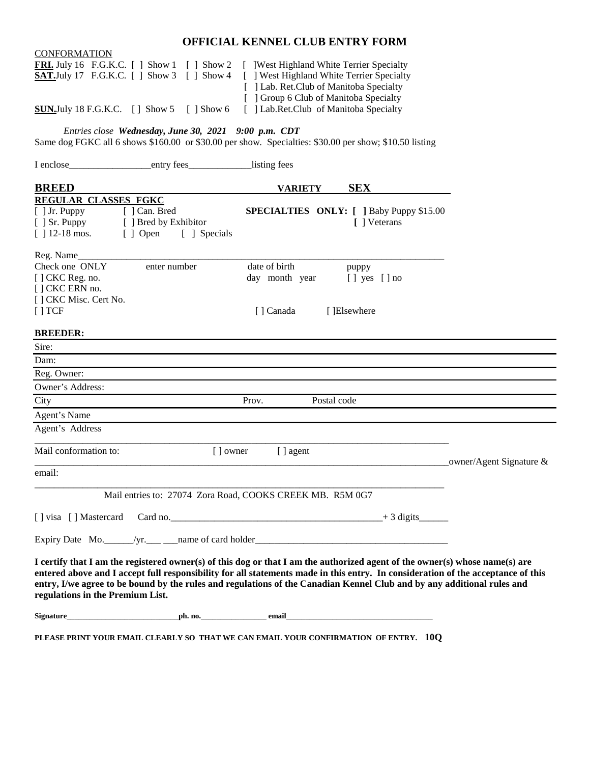# OFFICIAL KENNEL CLUB ENTRY FORM

CONFORMATION

**FRI.** July 16 F.G.K.C. [ ] Show 1 [ ] Show 2 [ ]West Highland White Terrier Specialty

**SAT.** July 17 F.G.K.C. [ ] Show 3 [ ] Show 4 [ ] West Highland White Terrier Specialty
[ ] Lab. Ret.Club of Manitoba Specialty
[ ] Group 6 Club of Manitoba Specialty

**SUN.** July 18 F.G.K.C. [ ] Show 5 [ ] Show 6 [ ] Lab.Ret.Club of Manitoba Specialty

*Entries close **Wednesday, June 30, 2021 9:00 p.m. CDT***

Same dog FGKC all 6 shows $160.00 or $30.00 per show. Specialties: $30.00 per show; $10.50 listing

I enclose_________________entry fees_____________listing fees

**BREED** **VARIETY** **SEX**

**REGULAR CLASSES FGKC**

[ ] Jr. Puppy [ ] Can. Bred
[ ] Sr. Puppy [ ] Bred by Exhibitor
[ ] 12-18 mos. [ ] Open [ ] Specials

**SPECIALTIES ONLY: [ ]** Baby Puppy $15.00
**[** ] Veterans

Reg. Name_______________________________________________________________________

Check one ONLY enter number date of birth puppy
[ ] CKC Reg. no. day month year [ ] yes [ ] no
[ ] CKC ERN no.
[ ] CKC Misc. Cert No.
[ ] TCF [ ] Canada [ ]Elsewhere

**BREEDER:**

Sire:

Dam:

Reg. Owner:

Owner's Address:

City Prov. Postal code

Agent's Name

Agent's Address

_______________________________________________________________________________

Mail conformation to: [ ] owner [ ] agent

_______________________________________________________________________________owner/Agent Signature &

email:

_______________________________________________________________________________

Mail entries to: 27074 Zora Road, COOKS CREEK MB. R5M 0G7

[ ] visa [ ] Mastercard Card no.______________________________________________+ 3 digits______

Expiry Date Mo.______/yr.___ ___name of card holder_________________________________________

**I certify that I am the registered owner(s) of this dog or that I am the authorized agent of the owner(s) whose name(s) are entered above and I accept full responsibility for all statements made in this entry. In consideration of the acceptance of this entry, I/we agree to be bound by the rules and regulations of the Canadian Kennel Club and by any additional rules and regulations in the Premium List.**

**Signature_____________________________ph. no.________________ email____________________________________**

**PLEASE PRINT YOUR EMAIL CLEARLY SO THAT WE CAN EMAIL YOUR CONFIRMATION OF ENTRY. 10Q**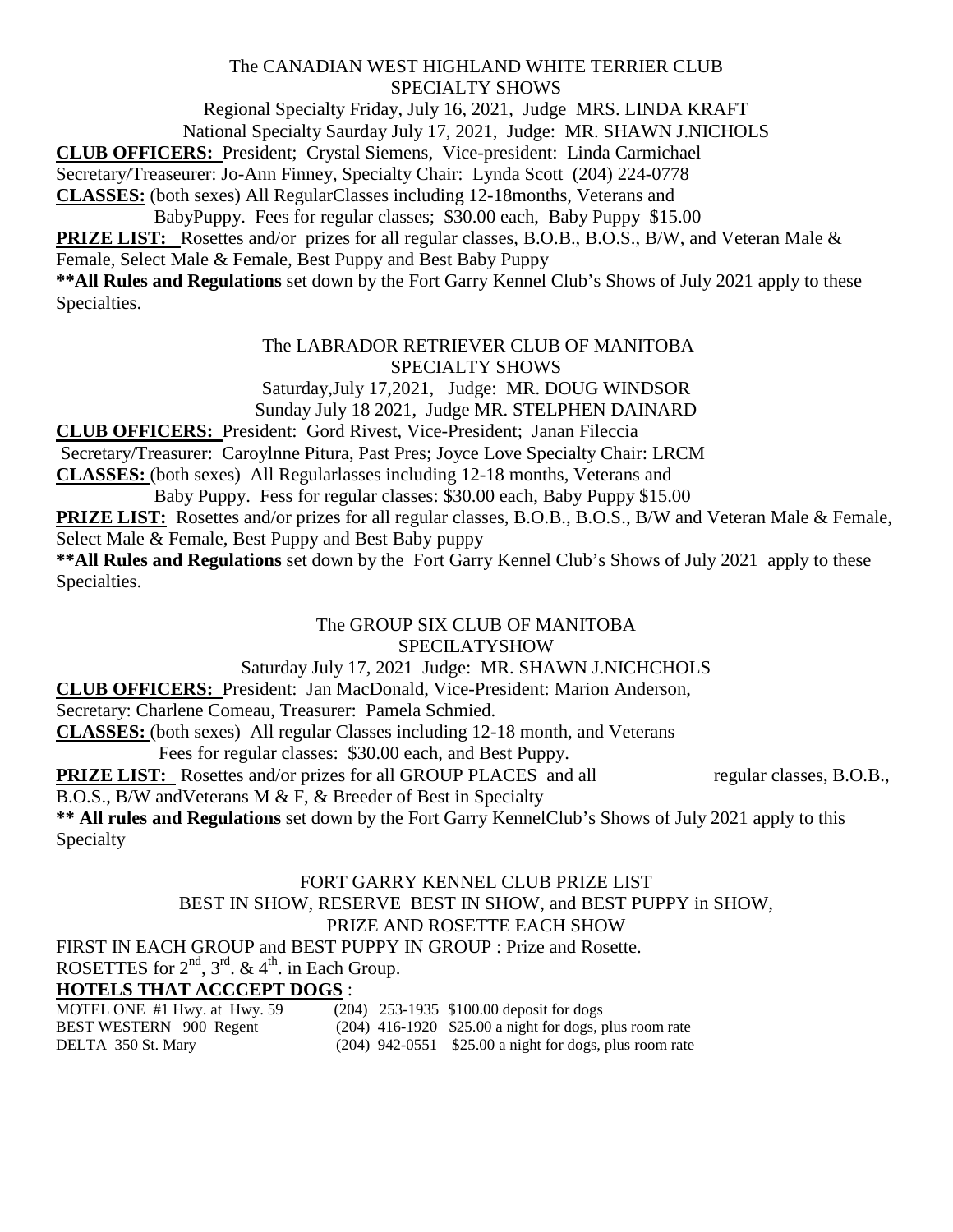The CANADIAN WEST HIGHLAND WHITE TERRIER CLUB
SPECIALTY SHOWS

Regional Specialty Friday, July 16, 2021, Judge MRS. LINDA KRAFT
National Specialty Saurday July 17, 2021, Judge: MR. SHAWN J.NICHOLS

**CLUB OFFICERS:** President; Crystal Siemens, Vice-president: Linda Carmichael
Secretary/Treaseurer: Jo-Ann Finney, Specialty Chair: Lynda Scott (204) 224-0778

**CLASSES:** (both sexes) All RegularClasses including 12-18months, Veterans and BabyPuppy. Fees for regular classes; $30.00 each, Baby Puppy $15.00

**PRIZE LIST:** Rosettes and/or prizes for all regular classes, B.O.B., B.O.S., B/W, and Veteran Male & Female, Select Male & Female, Best Puppy and Best Baby Puppy

**\*\*All Rules and Regulations** set down by the Fort Garry Kennel Club's Shows of July 2021 apply to these Specialties.

The LABRADOR RETRIEVER CLUB OF MANITOBA
SPECIALTY SHOWS

Saturday,July 17,2021, Judge: MR. DOUG WINDSOR
Sunday July 18 2021, Judge MR. STELPHEN DAINARD

**CLUB OFFICERS:** President: Gord Rivest, Vice-President; Janan Fileccia
Secretary/Treasurer: Caroylnne Pitura, Past Pres; Joyce Love Specialty Chair: LRCM

**CLASSES:** (both sexes) All Regularlasses including 12-18 months, Veterans and Baby Puppy. Fess for regular classes: $30.00 each, Baby Puppy $15.00

**PRIZE LIST:** Rosettes and/or prizes for all regular classes, B.O.B., B.O.S., B/W and Veteran Male & Female, Select Male & Female, Best Puppy and Best Baby puppy

**\*\*All Rules and Regulations** set down by the Fort Garry Kennel Club's Shows of July 2021 apply to these Specialties.

The GROUP SIX CLUB OF MANITOBA
SPECILATYSHOW

Saturday July 17, 2021 Judge: MR. SHAWN J.NICHCHOLS

**CLUB OFFICERS:** President: Jan MacDonald, Vice-President: Marion Anderson,
Secretary: Charlene Comeau, Treasurer: Pamela Schmied.

**CLASSES:** (both sexes) All regular Classes including 12-18 month, and Veterans
Fees for regular classes: $30.00 each, and Best Puppy.

**PRIZE LIST:** Rosettes and/or prizes for all GROUP PLACES and all regular classes, B.O.B., B.O.S., B/W andVeterans M & F, & Breeder of Best in Specialty

**\*\* All rules and Regulations** set down by the Fort Garry KennelClub's Shows of July 2021 apply to this Specialty

FORT GARRY KENNEL CLUB PRIZE LIST
BEST IN SHOW, RESERVE BEST IN SHOW, and BEST PUPPY in SHOW,
PRIZE AND ROSETTE EACH SHOW

FIRST IN EACH GROUP and BEST PUPPY IN GROUP : Prize and Rosette.
ROSETTES for 2nd, 3rd. & 4th. in Each Group.

**HOTELS THAT ACCCEPT DOGS** :

| | | |
|---|---|---|
| MOTEL ONE #1 Hwy. at Hwy. 59 | (204) 253-1935 | $100.00 deposit for dogs |
| BEST WESTERN 900 Regent | (204) 416-1920 | $25.00 a night for dogs, plus room rate |
| DELTA 350 St. Mary | (204) 942-0551 | $25.00 a night for dogs, plus room rate |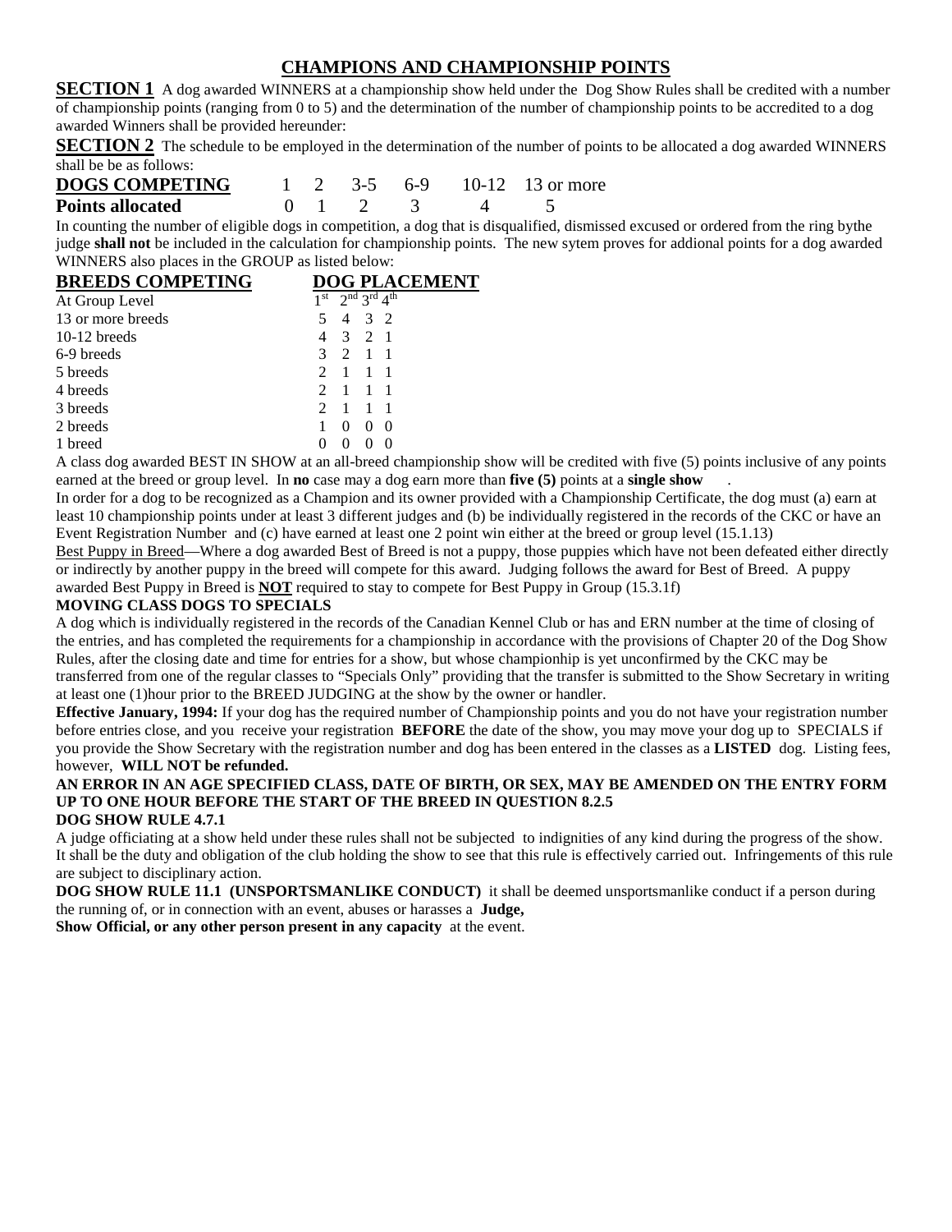# CHAMPIONS AND CHAMPIONSHIP POINTS

**SECTION 1** A dog awarded WINNERS at a championship show held under the Dog Show Rules shall be credited with a number of championship points (ranging from 0 to 5) and the determination of the number of championship points to be accredited to a dog awarded Winners shall be provided hereunder:

**SECTION 2** The schedule to be employed in the determination of the number of points to be allocated a dog awarded WINNERS shall be as follows:

| **DOGS COMPETING** | 1 | 2 | 3-5 | 6-9 | 10-12 | 13 or more |
|---|---|---|---|---|---|---|
| **Points allocated** | 0 | 1 | 2 | 3 | 4 | 5 |

In counting the number of eligible dogs in competition, a dog that is disqualified, dismissed excused or ordered from the ring bythe judge **shall not** be included in the calculation for championship points. The new sytem proves for addional points for a dog awarded WINNERS also places in the GROUP as listed below:

| **BREEDS COMPETING** | **DOG PLACEMENT** | | | |
|---|---|---|---|---|
| At Group Level | 1st | 2nd | 3rd | 4th |
| 13 or more breeds | 5 | 4 | 3 | 2 |
| 10-12 breeds | 4 | 3 | 2 | 1 |
| 6-9 breeds | 3 | 2 | 1 | 1 |
| 5 breeds | 2 | 1 | 1 | 1 |
| 4 breeds | 2 | 1 | 1 | 1 |
| 3 breeds | 2 | 1 | 1 | 1 |
| 2 breeds | 1 | 0 | 0 | 0 |
| 1 breed | 0 | 0 | 0 | 0 |

A class dog awarded BEST IN SHOW at an all-breed championship show will be credited with five (5) points inclusive of any points earned at the breed or group level. In **no** case may a dog earn more than **five (5)** points at a **single show** .

In order for a dog to be recognized as a Champion and its owner provided with a Championship Certificate, the dog must (a) earn at least 10 championship points under at least 3 different judges and (b) be individually registered in the records of the CKC or have an Event Registration Number and (c) have earned at least one 2 point win either at the breed or group level (15.1.13)

Best Puppy in Breed—Where a dog awarded Best of Breed is not a puppy, those puppies which have not been defeated either directly or indirectly by another puppy in the breed will compete for this award. Judging follows the award for Best of Breed. A puppy awarded Best Puppy in Breed is **NOT** required to stay to compete for Best Puppy in Group (15.3.1f)

**MOVING CLASS DOGS TO SPECIALS**

A dog which is individually registered in the records of the Canadian Kennel Club or has and ERN number at the time of closing of the entries, and has completed the requirements for a championship in accordance with the provisions of Chapter 20 of the Dog Show Rules, after the closing date and time for entries for a show, but whose championhip is yet unconfirmed by the CKC may be transferred from one of the regular classes to "Specials Only" providing that the transfer is submitted to the Show Secretary in writing at least one (1)hour prior to the BREED JUDGING at the show by the owner or handler.

**Effective January, 1994:** If your dog has the required number of Championship points and you do not have your registration number before entries close, and you receive your registration **BEFORE** the date of the show, you may move your dog up to SPECIALS if you provide the Show Secretary with the registration number and dog has been entered in the classes as a **LISTED** dog. Listing fees, however, **WILL NOT be refunded.**

**AN ERROR IN AN AGE SPECIFIED CLASS, DATE OF BIRTH, OR SEX, MAY BE AMENDED ON THE ENTRY FORM UP TO ONE HOUR BEFORE THE START OF THE BREED IN QUESTION 8.2.5**

**DOG SHOW RULE 4.7.1**

A judge officiating at a show held under these rules shall not be subjected to indignities of any kind during the progress of the show. It shall be the duty and obligation of the club holding the show to see that this rule is effectively carried out. Infringements of this rule are subject to disciplinary action.

**DOG SHOW RULE 11.1 (UNSPORTSMANLIKE CONDUCT)** it shall be deemed unsportsmanlike conduct if a person during the running of, or in connection with an event, abuses or harasses a **Judge, Show Official, or any other person present in any capacity** at the event.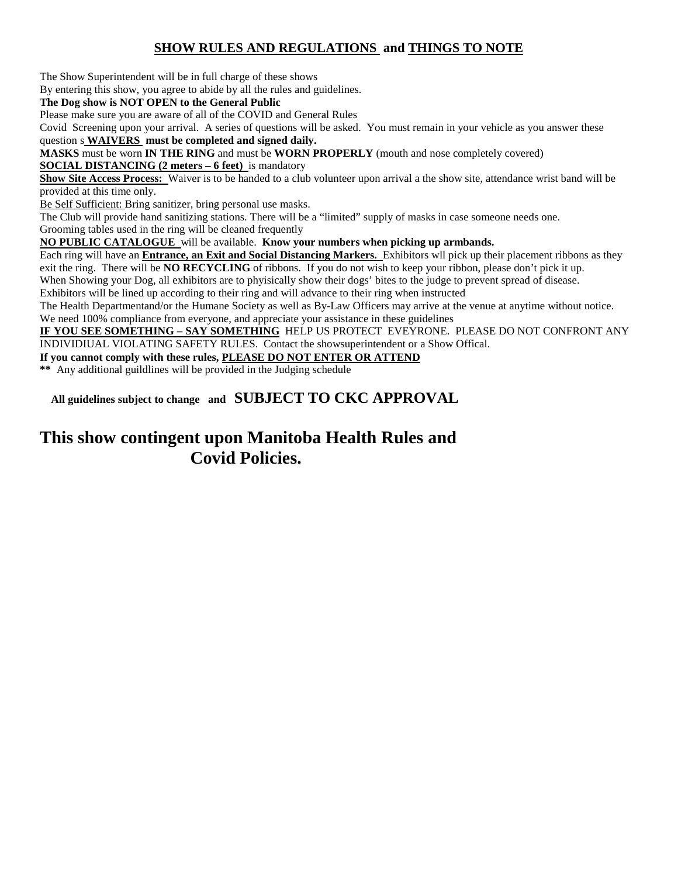## **SHOW RULES AND REGULATIONS and THINGS TO NOTE**

The Show Superintendent will be in full charge of these shows

By entering this show, you agree to abide by all the rules and guidelines.

**The Dog show is NOT OPEN to the General Public**

Please make sure you are aware of all of the COVID and General Rules

Covid Screening upon your arrival. A series of questions will be asked. You must remain in your vehicle as you answer these question s **WAIVERS must be completed and signed daily.**

**MASKS** must be worn **IN THE RING** and must be **WORN PROPERLY** (mouth and nose completely covered)

**SOCIAL DISTANCING (2 meters – 6 feet)** is mandatory

**Show Site Access Process:** Waiver is to be handed to a club volunteer upon arrival a the show site, attendance wrist band will be provided at this time only.

Be Self Sufficient: Bring sanitizer, bring personal use masks.

The Club will provide hand sanitizing stations. There will be a "limited" supply of masks in case someone needs one.

Grooming tables used in the ring will be cleaned frequently

**NO PUBLIC CATALOGUE** will be available. **Know your numbers when picking up armbands.**

Each ring will have an **Entrance, an Exit and Social Distancing Markers.** Exhibitors wll pick up their placement ribbons as they exit the ring. There will be **NO RECYCLING** of ribbons. If you do not wish to keep your ribbon, please don't pick it up.

When Showing your Dog, all exhibitors are to phyisically show their dogs' bites to the judge to prevent spread of disease.

Exhibitors will be lined up according to their ring and will advance to their ring when instructed

The Health Departmentand/or the Humane Society as well as By-Law Officers may arrive at the venue at anytime without notice.

We need 100% compliance from everyone, and appreciate your assistance in these guidelines

**IF YOU SEE SOMETHING – SAY SOMETHING** HELP US PROTECT EVEYRONE. PLEASE DO NOT CONFRONT ANY INDIVIDIUAL VIOLATING SAFETY RULES. Contact the showsuperintendent or a Show Offical.

**If you cannot comply with these rules, PLEASE DO NOT ENTER OR ATTEND**

**\*\*** Any additional guildlines will be provided in the Judging schedule

**All guidelines subject to change and SUBJECT TO CKC APPROVAL**

# **This show contingent upon Manitoba Health Rules and Covid Policies.**